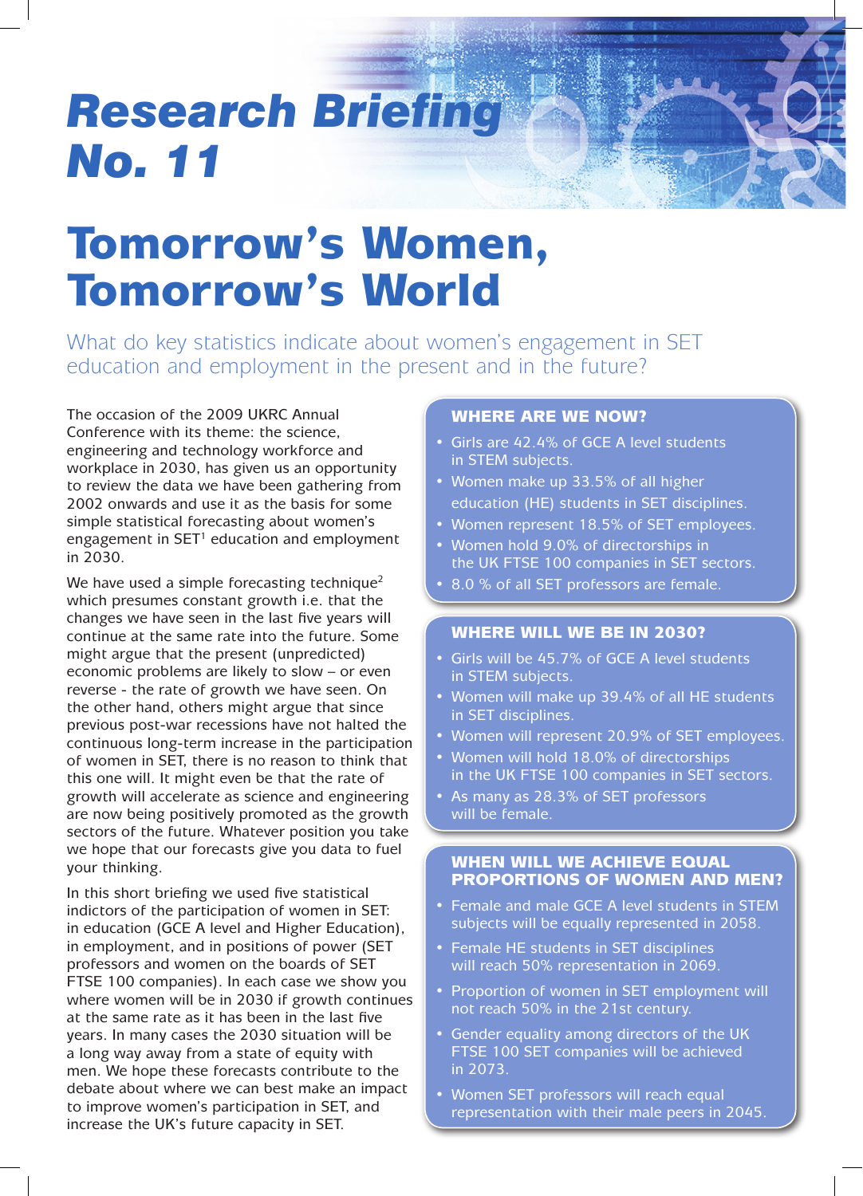# Research Briefing No. 11

# Tomorrow's Women, Tomorrow's World

## What do key statistics indicate about women's engagement in SET education and employment in the present and in the future?

The occasion of the 2009 UKRC Annual Conference with its theme: the science, engineering and technology workforce and workplace in 2030, has given us an opportunity to review the data we have been gathering from 2002 onwards and use it as the basis for some simple statistical forecasting about women's engagement in SET[1] education and employment in 2030.

We have used a simple forecasting technique[2] which presumes constant growth i.e. that the changes we have seen in the last five years will continue at the same rate into the future. Some might argue that the present (unpredicted) economic problems are likely to slow – or even reverse - the rate of growth we have seen. On the other hand, others might argue that since previous post-war recessions have not halted the continuous long-term increase in the participation of women in SET, there is no reason to think that this one will. It might even be that the rate of growth will accelerate as science and engineering are now being positively promoted as the growth sectors of the future. Whatever position you take we hope that our forecasts give you data to fuel your thinking.

In this short briefing we used five statistical indictors of the participation of women in SET: in education (GCE A level and Higher Education), in employment, and in positions of power (SET professors and women on the boards of SET FTSE 100 companies). In each case we show you where women will be in 2030 if growth continues at the same rate as it has been in the last five years. In many cases the 2030 situation will be a long way away from a state of equity with men. We hope these forecasts contribute to the debate about where we can best make an impact to improve women's participation in SET, and increase the UK's future capacity in SET.

### WHERE ARE WE NOW?

- Girls are 42.4% of GCE A level students in STEM subjects.
- Women make up 33.5% of all higher education (HE) students in SET disciplines.
- Women represent 18.5% of SET employees.
- Women hold 9.0% of directorships in the UK FTSE 100 companies in SET sectors.
- 8.0 % of all SET professors are female.

### WHERE WILL WE BE IN 2030?

- Girls will be 45.7% of GCE A level students in STEM subjects.
- Women will make up 39.4% of all HE students in SET disciplines.
- Women will represent 20.9% of SET employees.
- Women will hold 18.0% of directorships in the UK FTSE 100 companies in SET sectors.
- As many as 28.3% of SET professors will be female.

### WHEN WILL WE ACHIEVE EQUAL PROPORTIONS OF WOMEN AND MEN?

- Female and male GCE A level students in STEM subjects will be equally represented in 2058.
- Female HE students in SET disciplines will reach 50% representation in 2069.
- Proportion of women in SET employment will not reach 50% in the 21st century.
- Gender equality among directors of the UK FTSE 100 SET companies will be achieved in 2073.
- Women SET professors will reach equal representation with their male peers in 2045.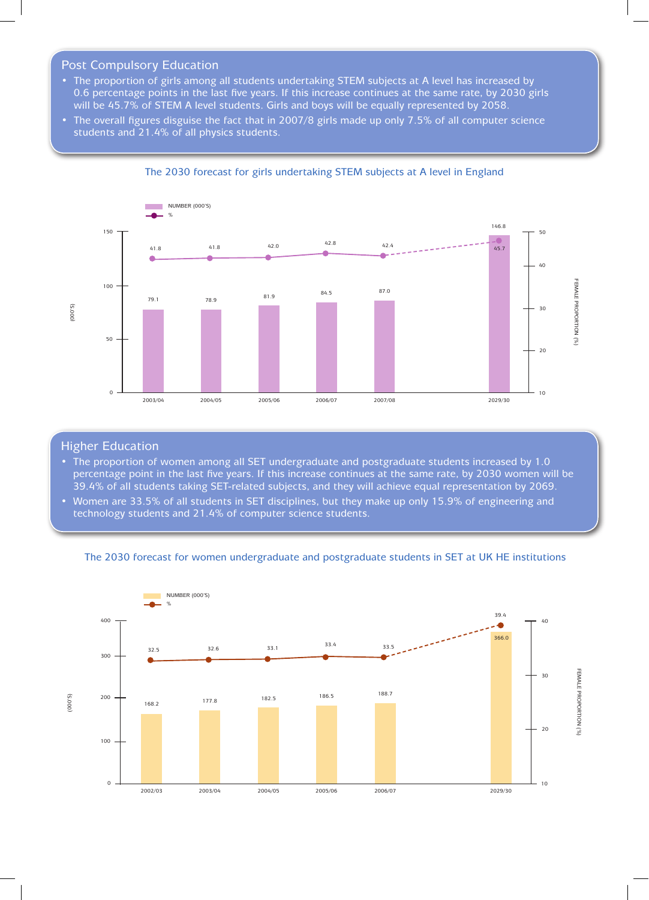## Post Compulsory Education

- The proportion of girls among all students undertaking STEM subjects at A level has increased by 0.6 percentage points in the last five years. If this increase continues at the same rate, by 2030 girls will be 45.7% of STEM A level students. Girls and boys will be equally represented by 2058.
- The overall figures disguise the fact that in 2007/8 girls made up only 7.5% of all computer science students and 21.4% of all physics students.

The 2030 forecast for girls undertaking STEM subjects at A level in England

| Year | NUMBER (000'S) | % (FEMALE PROPORTION) |
|---|---|---|
| 2003/04 | 79.1 | 41.8 |
| 2004/05 | 78.9 | 41.8 |
| 2005/06 | 81.9 | 42.0 |
| 2006/07 | 84.5 | 42.8 |
| 2007/08 | 87.0 | 42.4 |
| 2029/30 | 146.8 | 45.7 |

## Higher Education

- The proportion of women among all SET undergraduate and postgraduate students increased by 1.0 percentage point in the last five years. If this increase continues at the same rate, by 2030 women will be 39.4% of all students taking SET-related subjects, and they will achieve equal representation by 2069.
- Women are 33.5% of all students in SET disciplines, but they make up only 15.9% of engineering and technology students and 21.4% of computer science students.

The 2030 forecast for women undergraduate and postgraduate students in SET at UK HE institutions

| Year | NUMBER (000'S) | % (FEMALE PROPORTION) |
|---|---|---|
| 2002/03 | 168.2 | 32.5 |
| 2003/04 | 177.8 | 32.6 |
| 2004/05 | 182.5 | 33.1 |
| 2005/06 | 186.5 | 33.4 |
| 2006/07 | 188.7 | 33.5 |
| 2029/30 | 366.0 | 39.4 |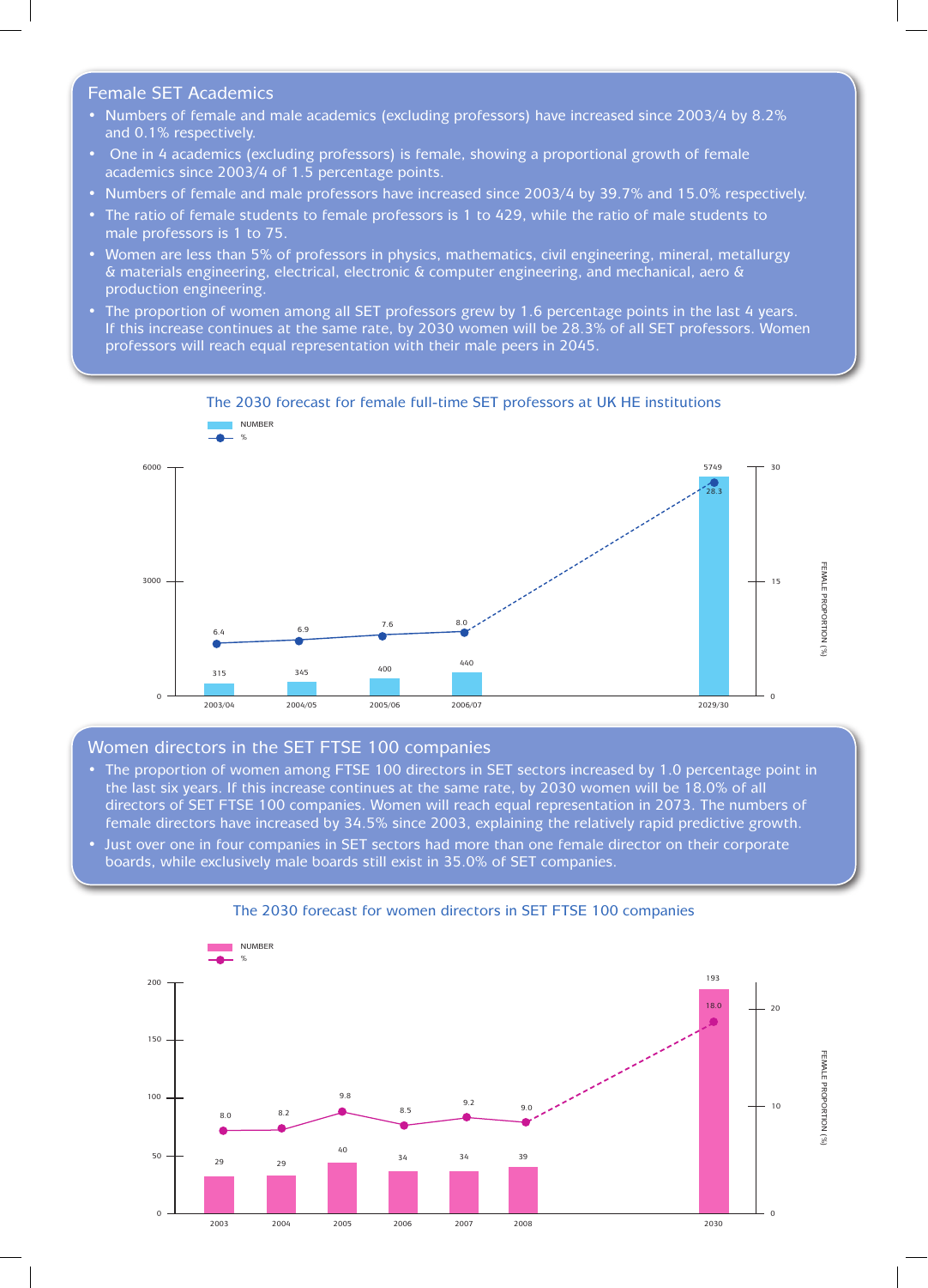## Female SET Academics

- Numbers of female and male academics (excluding professors) have increased since 2003/4 by 8.2% and 0.1% respectively.
- One in 4 academics (excluding professors) is female, showing a proportional growth of female academics since 2003/4 of 1.5 percentage points.
- Numbers of female and male professors have increased since 2003/4 by 39.7% and 15.0% respectively.
- The ratio of female students to female professors is 1 to 429, while the ratio of male students to male professors is 1 to 75.
- Women are less than 5% of professors in physics, mathematics, civil engineering, mineral, metallurgy & materials engineering, electrical, electronic & computer engineering, and mechanical, aero & production engineering.
- The proportion of women among all SET professors grew by 1.6 percentage points in the last 4 years. If this increase continues at the same rate, by 2030 women will be 28.3% of all SET professors. Women professors will reach equal representation with their male peers in 2045.

The 2030 forecast for female full-time SET professors at UK HE institutions

| Year | Number | Female proportion (%) |
|---|---|---|
| 2003/04 | 315 | 6.4 |
| 2004/05 | 345 | 6.9 |
| 2005/06 | 400 | 7.6 |
| 2006/07 | 440 | 8.0 |
| 2029/30 | 5749 | 28.3 |

## Women directors in the SET FTSE 100 companies

- The proportion of women among FTSE 100 directors in SET sectors increased by 1.0 percentage point in the last six years. If this increase continues at the same rate, by 2030 women will be 18.0% of all directors of SET FTSE 100 companies. Women will reach equal representation in 2073. The numbers of female directors have increased by 34.5% since 2003, explaining the relatively rapid predictive growth.
- Just over one in four companies in SET sectors had more than one female director on their corporate boards, while exclusively male boards still exist in 35.0% of SET companies.

The 2030 forecast for women directors in SET FTSE 100 companies

| Year | Number | Female proportion (%) |
|---|---|---|
| 2003 | 29 | 8.0 |
| 2004 | 29 | 8.2 |
| 2005 | 40 | 9.8 |
| 2006 | 34 | 8.5 |
| 2007 | 34 | 9.2 |
| 2008 | 39 | 9.0 |
| 2030 | 193 | 18.0 |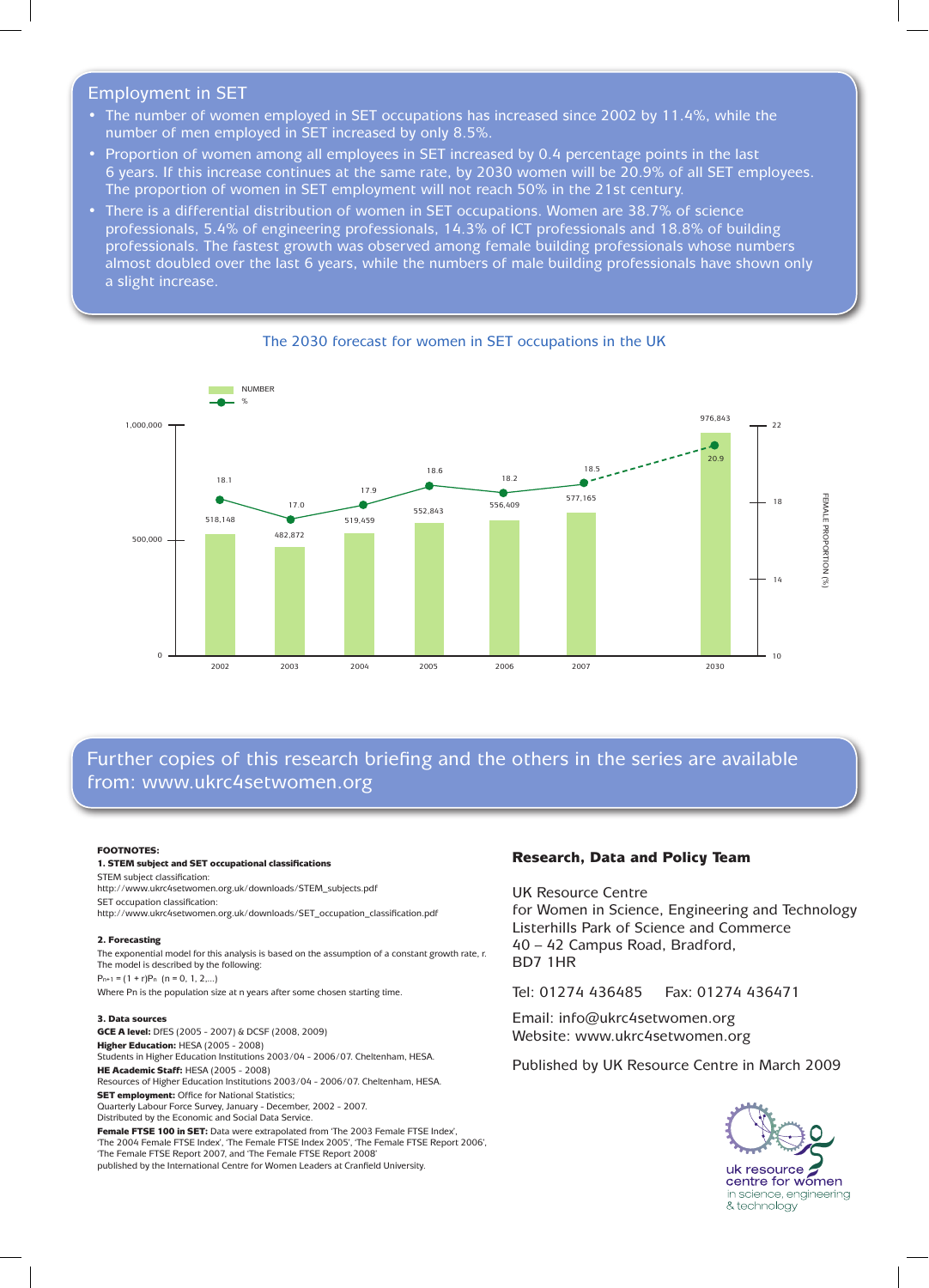## Employment in SET

- The number of women employed in SET occupations has increased since 2002 by 11.4%, while the number of men employed in SET increased by only 8.5%.
- Proportion of women among all employees in SET increased by 0.4 percentage points in the last 6 years. If this increase continues at the same rate, by 2030 women will be 20.9% of all SET employees. The proportion of women in SET employment will not reach 50% in the 21st century.
- There is a differential distribution of women in SET occupations. Women are 38.7% of science professionals, 5.4% of engineering professionals, 14.3% of ICT professionals and 18.8% of building professionals. The fastest growth was observed among female building professionals whose numbers almost doubled over the last 6 years, while the numbers of male building professionals have shown only a slight increase.

The 2030 forecast for women in SET occupations in the UK

NUMBER
%

1,000,000
500,000
0

22
18
14
10

FEMALE PROPORTION (%)

2002: 518,148; 18.1
2003: 482,872; 17.0
2004: 519,459; 17.9
2005: 552,843; 18.6
2006: 556,409; 18.2
2007: 577,165; 18.5
2030: 976,843; 20.9

Further copies of this research briefing and the others in the series are available from: www.ukrc4setwomen.org

**FOOTNOTES:**

**1. STEM subject and SET occupational classifications**

STEM subject classification:
http://www.ukrc4setwomen.org.uk/downloads/STEM_subjects.pdf

SET occupation classification:
http://www.ukrc4setwomen.org.uk/downloads/SET_occupation_classification.pdf

**2. Forecasting**

The exponential model for this analysis is based on the assumption of a constant growth rate, r.
The model is described by the following:

$P_{n+1} = (1 + r)P_n$ (n = 0, 1, 2,...)

Where Pn is the population size at n years after some chosen starting time.

**3. Data sources**

**GCE A level:** DfES (2005 - 2007) & DCSF (2008, 2009)

**Higher Education:** HESA (2005 - 2008)
Students in Higher Education Institutions 2003/04 - 2006/07. Cheltenham, HESA.

**HE Academic Staff:** HESA (2005 - 2008)
Resources of Higher Education Institutions 2003/04 - 2006/07. Cheltenham, HESA.

**SET employment:** Office for National Statistics;
Quarterly Labour Force Survey, January - December, 2002 - 2007.
Distributed by the Economic and Social Data Service.

**Female FTSE 100 in SET:** Data were extrapolated from 'The 2003 Female FTSE Index', 'The 2004 Female FTSE Index', 'The Female FTSE Index 2005', 'The Female FTSE Report 2006', 'The Female FTSE Report 2007, and 'The Female FTSE Report 2008' published by the International Centre for Women Leaders at Cranfield University.

**Research, Data and Policy Team**

UK Resource Centre
for Women in Science, Engineering and Technology
Listerhills Park of Science and Commerce
40 – 42 Campus Road, Bradford,
BD7 1HR

Tel: 01274 436485 Fax: 01274 436471

Email: info@ukrc4setwomen.org
Website: www.ukrc4setwomen.org

Published by UK Resource Centre in March 2009

uk resource centre for women in science, engineering & technology